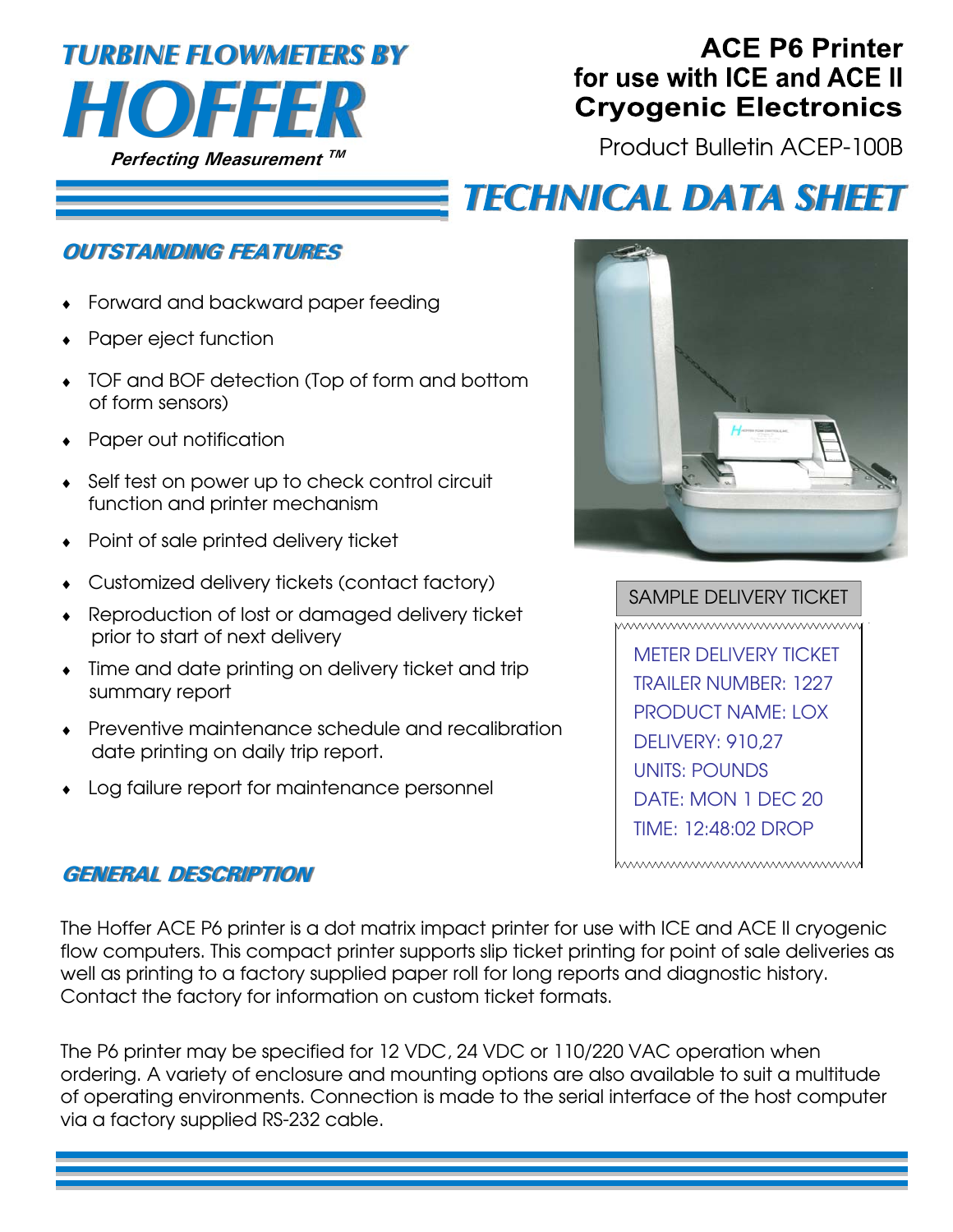# TURBINE FLOWMETERS BY HOFFER

*Perfecting Measurement ™*

## ACE P6 Printer for use with ICE and ACE II Cryogenic Electronics

Product Bulletin ACEP-100B

# TECHNICAL DATA SHEET

## OUTSTANDING FEATURES

- Forward and backward paper feeding
- Paper eject function
- TOF and BOF detection (Top of form and bottom of form sensors)
- Paper out notification
- Self test on power up to check control circuit function and printer mechanism
- Point of sale printed delivery ticket
- Customized delivery tickets (contact factory)
- Reproduction of lost or damaged delivery ticket prior to start of next delivery
- Time and date printing on delivery ticket and trip summary report
- Preventive maintenance schedule and recalibration date printing on daily trip report.
- Log failure report for maintenance personnel

SAMPLE DELIVERY TICKET

```
METER DELIVERY TICKET
TRAILER NUMBER: 1227
PRODUCT NAME: LOX
DELIVERY: 910,27
UNITS: POUNDS
DATE: MON 1 DEC 20
TIME: 12:48:02 DROP
```

## GENERAL DESCRIPTION

The Hoffer ACE P6 printer is a dot matrix impact printer for use with ICE and ACE II cryogenic flow computers. This compact printer supports slip ticket printing for point of sale deliveries as well as printing to a factory supplied paper roll for long reports and diagnostic history. Contact the factory for information on custom ticket formats.

The P6 printer may be specified for 12 VDC, 24 VDC or 110/220 VAC operation when ordering. A variety of enclosure and mounting options are also available to suit a multitude of operating environments. Connection is made to the serial interface of the host computer via a factory supplied RS-232 cable.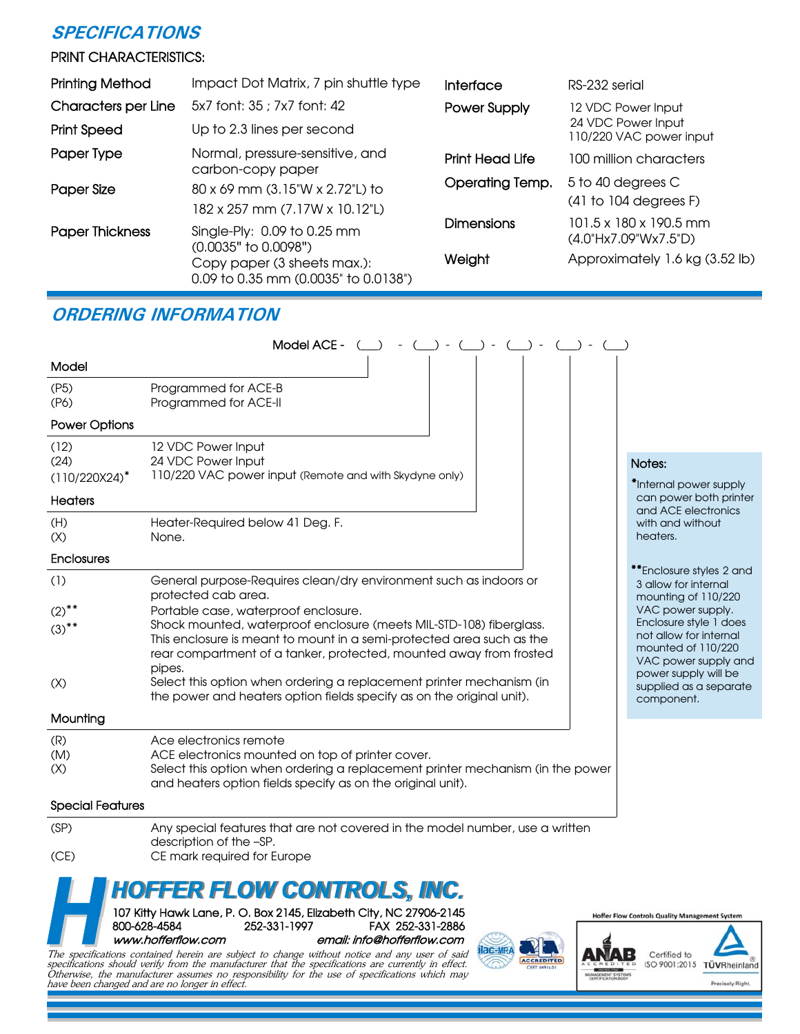## SPECIFICATIONS

PRINT CHARACTERISTICS:

| | |
|---|---|
| Printing Method | Impact Dot Matrix, 7 pin shuttle type |
| Characters per Line | 5x7 font: 35 ; 7x7 font: 42 |
| Print Speed | Up to 2.3 lines per second |
| Paper Type | Normal, pressure-sensitive, and carbon-copy paper |
| Paper Size | 80 x 69 mm (3.15"W x 2.72"L) to 182 x 257 mm (7.17W x 10.12"L) |
| Paper Thickness | Single-Ply: 0.09 to 0.25 mm (0.0035" to 0.0098")<br>Copy paper (3 sheets max.): 0.09 to 0.35 mm (0.0035" to 0.0138") |
| Interface | RS-232 serial |
| Power Supply | 12 VDC Power Input<br>24 VDC Power Input<br>110/220 VAC power input |
| Print Head Life | 100 million characters |
| Operating Temp. | 5 to 40 degrees C (41 to 104 degrees F) |
| Dimensions | 101.5 x 180 x 190.5 mm (4.0"Hx7.09"Wx7.5"D) |
| Weight | Approximately 1.6 kg (3.52 lb) |

## ORDERING INFORMATION

Model ACE - (\_\_) - (\_\_) - (\_\_) - (\_\_) - (\_\_) - (\_\_)

**Model**

| | |
|---|---|
| (P5) | Programmed for ACE-B |
| (P6) | Programmed for ACE-II |

**Power Options**

| | |
|---|---|
| (12) | 12 VDC Power Input |
| (24) | 24 VDC Power Input |
| (110/220X24)* | 110/220 VAC power input (Remote and with Skydyne only) |

**Heaters**

| | |
|---|---|
| (H) | Heater-Required below 41 Deg. F. |
| (X) | None. |

**Enclosures**

| | |
|---|---|
| (1) | General purpose-Requires clean/dry environment such as indoors or protected cab area. |
| (2)** | Portable case, waterproof enclosure. |
| (3)** | Shock mounted, waterproof enclosure (meets MIL-STD-108) fiberglass. This enclosure is meant to mount in a semi-protected area such as the rear compartment of a tanker, protected, mounted away from frosted pipes. |
| (X) | Select this option when ordering a replacement printer mechanism (in the power and heaters option fields specify as on the original unit). |

**Mounting**

| | |
|---|---|
| (R) | Ace electronics remote |
| (M) | ACE electronics mounted on top of printer cover. |
| (X) | Select this option when ordering a replacement printer mechanism (in the power and heaters option fields specify as on the original unit). |

**Special Features**

| | |
|---|---|
| (SP) | Any special features that are not covered in the model number, use a written description of the –SP. |
| (CE) | CE mark required for Europe |

**Notes:**

*Internal power supply can power both printer and ACE electronics with and without heaters.

**Enclosure styles 2 and 3 allow for internal mounting of 110/220 VAC power supply. Enclosure style 1 does not allow for internal mounted of 110/220 VAC power supply and power supply will be supplied as a separate component.

**HOFFER FLOW CONTROLS, INC.**

107 Kitty Hawk Lane, P. O. Box 2145, Elizabeth City, NC 27906-2145
800-628-4584    252-331-1997    FAX 252-331-2886
www.hofferflow.com    email: info@hofferflow.com

*The specifications contained herein are subject to change without notice and any user of said specifications should verify from the manufacturer that the specifications are currently in effect. Otherwise, the manufacturer assumes no responsibility for the use of specifications which may have been changed and are no longer in effect.*

Hoffer Flow Controls Quality Management System
Certified to ISO 9001:2015